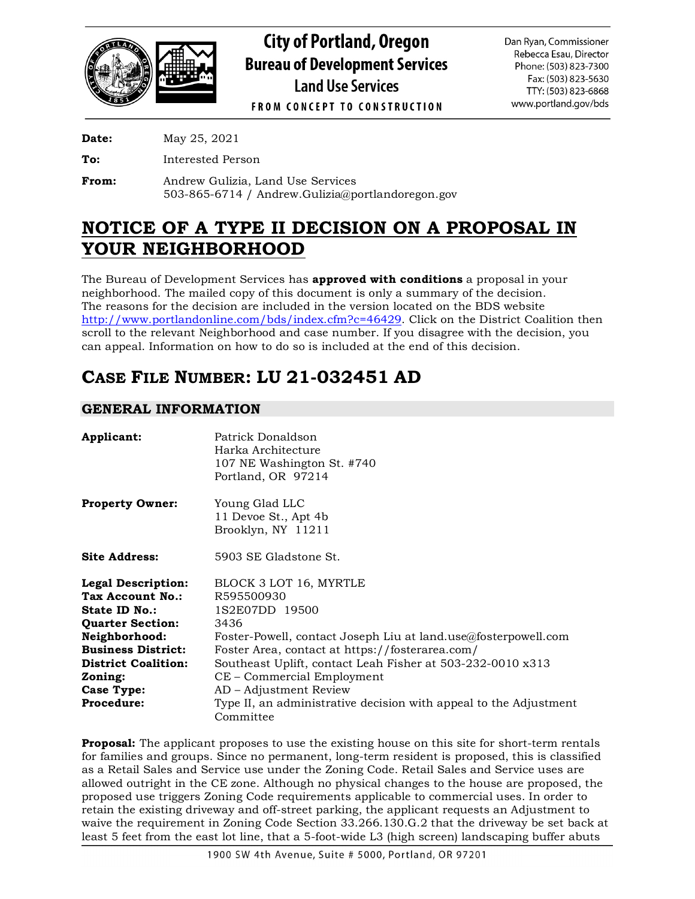# City of Portland, Oregon
## Bureau of Development Services
### Land Use Services

FROM CONCEPT TO CONSTRUCTION

Dan Ryan, Commissioner
Rebecca Esau, Director
Phone: (503) 823-7300
Fax: (503) 823-5630
TTY: (503) 823-6868
www.portland.gov/bds

**Date:** May 25, 2021

**To:** Interested Person

**From:** Andrew Gulizia, Land Use Services
503-865-6714 / Andrew.Gulizia@portlandoregon.gov

# NOTICE OF A TYPE II DECISION ON A PROPOSAL IN YOUR NEIGHBORHOOD

The Bureau of Development Services has **approved with conditions** a proposal in your neighborhood. The mailed copy of this document is only a summary of the decision. The reasons for the decision are included in the version located on the BDS website http://www.portlandonline.com/bds/index.cfm?c=46429. Click on the District Coalition then scroll to the relevant Neighborhood and case number. If you disagree with the decision, you can appeal. Information on how to do so is included at the end of this decision.

# CASE FILE NUMBER: LU 21-032451 AD

## GENERAL INFORMATION

**Applicant:** Patrick Donaldson
Harka Architecture
107 NE Washington St. #740
Portland, OR 97214

**Property Owner:** Young Glad LLC
11 Devoe St., Apt 4b
Brooklyn, NY 11211

**Site Address:** 5903 SE Gladstone St.

**Legal Description:** BLOCK 3 LOT 16, MYRTLE
**Tax Account No.:** R595500930
**State ID No.:** 1S2E07DD 19500
**Quarter Section:** 3436
**Neighborhood:** Foster-Powell, contact Joseph Liu at land.use@fosterpowell.com
**Business District:** Foster Area, contact at https://fosterarea.com/
**District Coalition:** Southeast Uplift, contact Leah Fisher at 503-232-0010 x313
**Zoning:** CE – Commercial Employment
**Case Type:** AD – Adjustment Review
**Procedure:** Type II, an administrative decision with appeal to the Adjustment Committee

**Proposal:** The applicant proposes to use the existing house on this site for short-term rentals for families and groups. Since no permanent, long-term resident is proposed, this is classified as a Retail Sales and Service use under the Zoning Code. Retail Sales and Service uses are allowed outright in the CE zone. Although no physical changes to the house are proposed, the proposed use triggers Zoning Code requirements applicable to commercial uses. In order to retain the existing driveway and off-street parking, the applicant requests an Adjustment to waive the requirement in Zoning Code Section 33.266.130.G.2 that the driveway be set back at least 5 feet from the east lot line, that a 5-foot-wide L3 (high screen) landscaping buffer abuts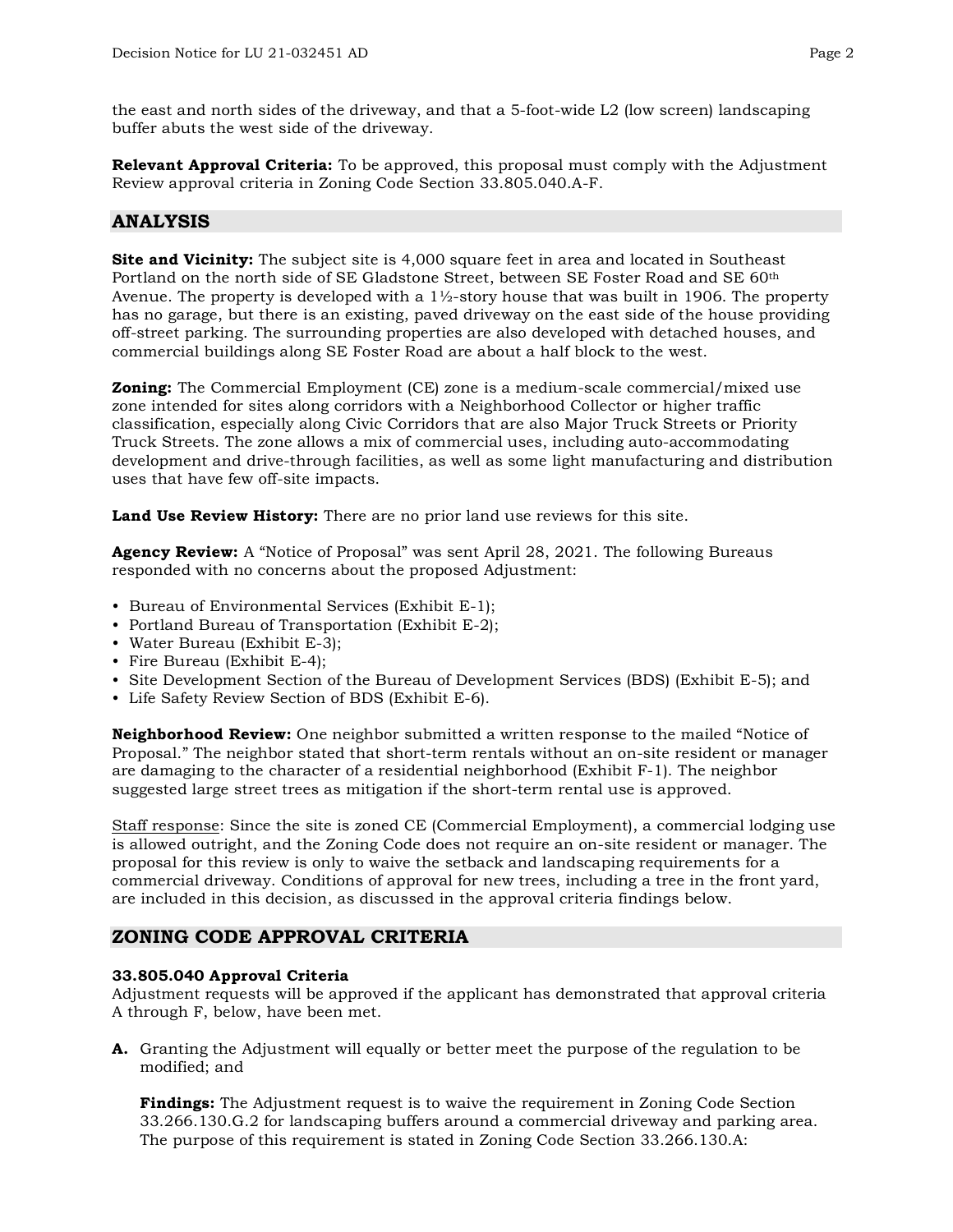the east and north sides of the driveway, and that a 5-foot-wide L2 (low screen) landscaping buffer abuts the west side of the driveway.

**Relevant Approval Criteria:** To be approved, this proposal must comply with the Adjustment Review approval criteria in Zoning Code Section 33.805.040.A-F.

## ANALYSIS

**Site and Vicinity:** The subject site is 4,000 square feet in area and located in Southeast Portland on the north side of SE Gladstone Street, between SE Foster Road and SE 60th Avenue. The property is developed with a 1½-story house that was built in 1906. The property has no garage, but there is an existing, paved driveway on the east side of the house providing off-street parking. The surrounding properties are also developed with detached houses, and commercial buildings along SE Foster Road are about a half block to the west.

**Zoning:** The Commercial Employment (CE) zone is a medium-scale commercial/mixed use zone intended for sites along corridors with a Neighborhood Collector or higher traffic classification, especially along Civic Corridors that are also Major Truck Streets or Priority Truck Streets. The zone allows a mix of commercial uses, including auto-accommodating development and drive-through facilities, as well as some light manufacturing and distribution uses that have few off-site impacts.

**Land Use Review History:** There are no prior land use reviews for this site.

**Agency Review:** A "Notice of Proposal" was sent April 28, 2021. The following Bureaus responded with no concerns about the proposed Adjustment:

- Bureau of Environmental Services (Exhibit E-1);
- Portland Bureau of Transportation (Exhibit E-2);
- Water Bureau (Exhibit E-3);
- Fire Bureau (Exhibit E-4);
- Site Development Section of the Bureau of Development Services (BDS) (Exhibit E-5); and
- Life Safety Review Section of BDS (Exhibit E-6).

**Neighborhood Review:** One neighbor submitted a written response to the mailed "Notice of Proposal." The neighbor stated that short-term rentals without an on-site resident or manager are damaging to the character of a residential neighborhood (Exhibit F-1). The neighbor suggested large street trees as mitigation if the short-term rental use is approved.

Staff response: Since the site is zoned CE (Commercial Employment), a commercial lodging use is allowed outright, and the Zoning Code does not require an on-site resident or manager. The proposal for this review is only to waive the setback and landscaping requirements for a commercial driveway. Conditions of approval for new trees, including a tree in the front yard, are included in this decision, as discussed in the approval criteria findings below.

## ZONING CODE APPROVAL CRITERIA

### 33.805.040 Approval Criteria

Adjustment requests will be approved if the applicant has demonstrated that approval criteria A through F, below, have been met.

**A.** Granting the Adjustment will equally or better meet the purpose of the regulation to be modified; and

**Findings:** The Adjustment request is to waive the requirement in Zoning Code Section 33.266.130.G.2 for landscaping buffers around a commercial driveway and parking area. The purpose of this requirement is stated in Zoning Code Section 33.266.130.A: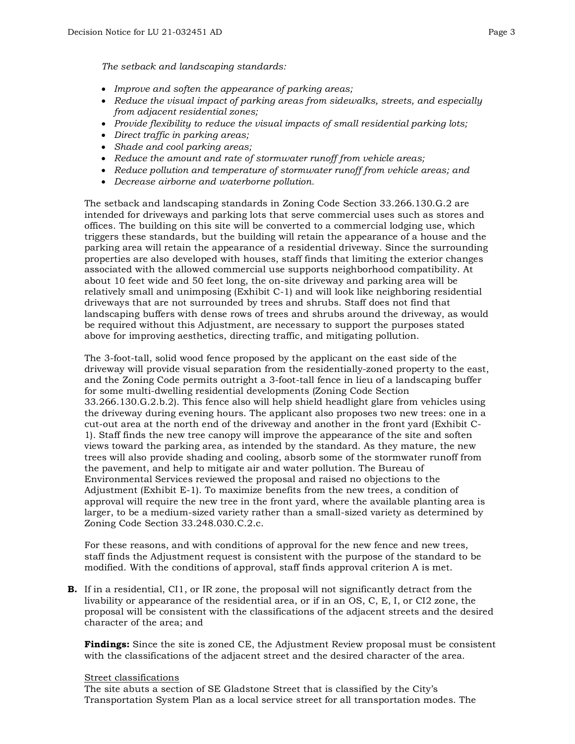*The setback and landscaping standards:*

- *Improve and soften the appearance of parking areas;*
- *Reduce the visual impact of parking areas from sidewalks, streets, and especially from adjacent residential zones;*
- *Provide flexibility to reduce the visual impacts of small residential parking lots;*
- *Direct traffic in parking areas;*
- *Shade and cool parking areas;*
- *Reduce the amount and rate of stormwater runoff from vehicle areas;*
- *Reduce pollution and temperature of stormwater runoff from vehicle areas; and*
- *Decrease airborne and waterborne pollution.*

The setback and landscaping standards in Zoning Code Section 33.266.130.G.2 are intended for driveways and parking lots that serve commercial uses such as stores and offices. The building on this site will be converted to a commercial lodging use, which triggers these standards, but the building will retain the appearance of a house and the parking area will retain the appearance of a residential driveway. Since the surrounding properties are also developed with houses, staff finds that limiting the exterior changes associated with the allowed commercial use supports neighborhood compatibility. At about 10 feet wide and 50 feet long, the on-site driveway and parking area will be relatively small and unimposing (Exhibit C-1) and will look like neighboring residential driveways that are not surrounded by trees and shrubs. Staff does not find that landscaping buffers with dense rows of trees and shrubs around the driveway, as would be required without this Adjustment, are necessary to support the purposes stated above for improving aesthetics, directing traffic, and mitigating pollution.

The 3-foot-tall, solid wood fence proposed by the applicant on the east side of the driveway will provide visual separation from the residentially-zoned property to the east, and the Zoning Code permits outright a 3-foot-tall fence in lieu of a landscaping buffer for some multi-dwelling residential developments (Zoning Code Section 33.266.130.G.2.b.2). This fence also will help shield headlight glare from vehicles using the driveway during evening hours. The applicant also proposes two new trees: one in a cut-out area at the north end of the driveway and another in the front yard (Exhibit C-1). Staff finds the new tree canopy will improve the appearance of the site and soften views toward the parking area, as intended by the standard. As they mature, the new trees will also provide shading and cooling, absorb some of the stormwater runoff from the pavement, and help to mitigate air and water pollution. The Bureau of Environmental Services reviewed the proposal and raised no objections to the Adjustment (Exhibit E-1). To maximize benefits from the new trees, a condition of approval will require the new tree in the front yard, where the available planting area is larger, to be a medium-sized variety rather than a small-sized variety as determined by Zoning Code Section 33.248.030.C.2.c.

For these reasons, and with conditions of approval for the new fence and new trees, staff finds the Adjustment request is consistent with the purpose of the standard to be modified. With the conditions of approval, staff finds approval criterion A is met.

**B.** If in a residential, CI1, or IR zone, the proposal will not significantly detract from the livability or appearance of the residential area, or if in an OS, C, E, I, or CI2 zone, the proposal will be consistent with the classifications of the adjacent streets and the desired character of the area; and

**Findings:** Since the site is zoned CE, the Adjustment Review proposal must be consistent with the classifications of the adjacent street and the desired character of the area.

<u>Street classifications</u>
The site abuts a section of SE Gladstone Street that is classified by the City's Transportation System Plan as a local service street for all transportation modes. The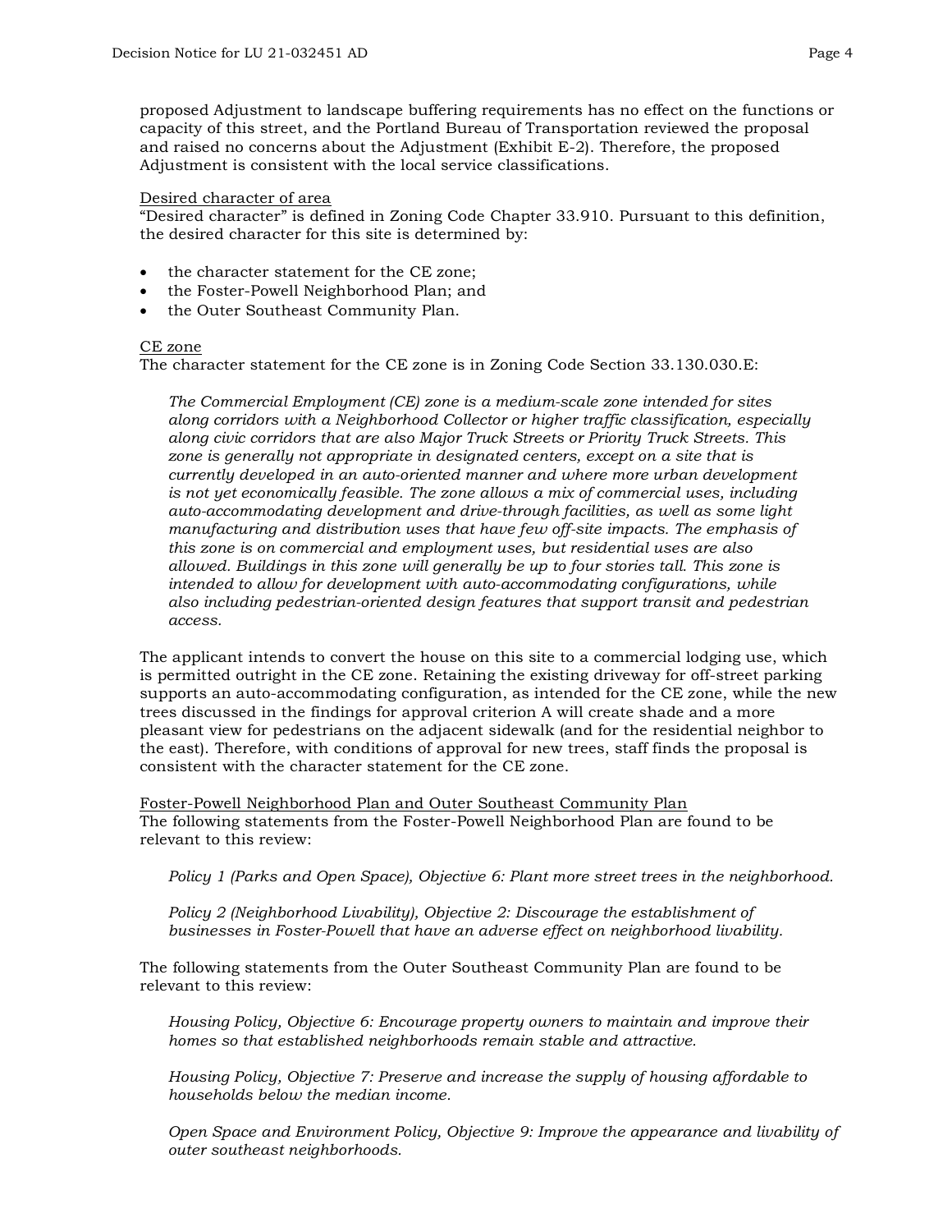proposed Adjustment to landscape buffering requirements has no effect on the functions or capacity of this street, and the Portland Bureau of Transportation reviewed the proposal and raised no concerns about the Adjustment (Exhibit E-2). Therefore, the proposed Adjustment is consistent with the local service classifications.

<u>Desired character of area</u>
"Desired character" is defined in Zoning Code Chapter 33.910. Pursuant to this definition, the desired character for this site is determined by:

- the character statement for the CE zone;
- the Foster-Powell Neighborhood Plan; and
- the Outer Southeast Community Plan.

<u>CE zone</u>
The character statement for the CE zone is in Zoning Code Section 33.130.030.E:

> *The Commercial Employment (CE) zone is a medium-scale zone intended for sites along corridors with a Neighborhood Collector or higher traffic classification, especially along civic corridors that are also Major Truck Streets or Priority Truck Streets. This zone is generally not appropriate in designated centers, except on a site that is currently developed in an auto-oriented manner and where more urban development is not yet economically feasible. The zone allows a mix of commercial uses, including auto-accommodating development and drive-through facilities, as well as some light manufacturing and distribution uses that have few off-site impacts. The emphasis of this zone is on commercial and employment uses, but residential uses are also allowed. Buildings in this zone will generally be up to four stories tall. This zone is intended to allow for development with auto-accommodating configurations, while also including pedestrian-oriented design features that support transit and pedestrian access.*

The applicant intends to convert the house on this site to a commercial lodging use, which is permitted outright in the CE zone. Retaining the existing driveway for off-street parking supports an auto-accommodating configuration, as intended for the CE zone, while the new trees discussed in the findings for approval criterion A will create shade and a more pleasant view for pedestrians on the adjacent sidewalk (and for the residential neighbor to the east). Therefore, with conditions of approval for new trees, staff finds the proposal is consistent with the character statement for the CE zone.

<u>Foster-Powell Neighborhood Plan and Outer Southeast Community Plan</u>
The following statements from the Foster-Powell Neighborhood Plan are found to be relevant to this review:

> *Policy 1 (Parks and Open Space), Objective 6: Plant more street trees in the neighborhood.*
>
> *Policy 2 (Neighborhood Livability), Objective 2: Discourage the establishment of businesses in Foster-Powell that have an adverse effect on neighborhood livability.*

The following statements from the Outer Southeast Community Plan are found to be relevant to this review:

> *Housing Policy, Objective 6: Encourage property owners to maintain and improve their homes so that established neighborhoods remain stable and attractive.*
>
> *Housing Policy, Objective 7: Preserve and increase the supply of housing affordable to households below the median income.*
>
> *Open Space and Environment Policy, Objective 9: Improve the appearance and livability of outer southeast neighborhoods.*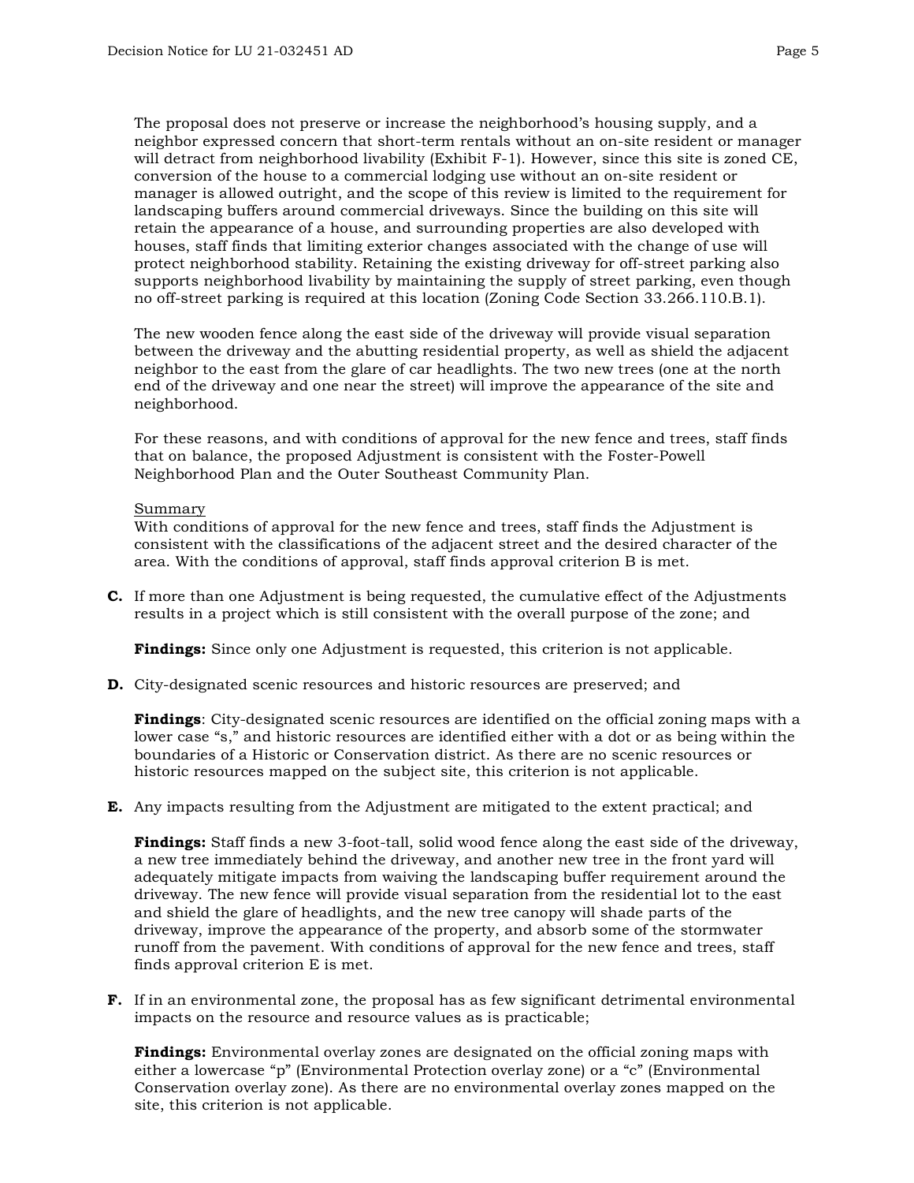The proposal does not preserve or increase the neighborhood's housing supply, and a neighbor expressed concern that short-term rentals without an on-site resident or manager will detract from neighborhood livability (Exhibit F-1). However, since this site is zoned CE, conversion of the house to a commercial lodging use without an on-site resident or manager is allowed outright, and the scope of this review is limited to the requirement for landscaping buffers around commercial driveways. Since the building on this site will retain the appearance of a house, and surrounding properties are also developed with houses, staff finds that limiting exterior changes associated with the change of use will protect neighborhood stability. Retaining the existing driveway for off-street parking also supports neighborhood livability by maintaining the supply of street parking, even though no off-street parking is required at this location (Zoning Code Section 33.266.110.B.1).

The new wooden fence along the east side of the driveway will provide visual separation between the driveway and the abutting residential property, as well as shield the adjacent neighbor to the east from the glare of car headlights. The two new trees (one at the north end of the driveway and one near the street) will improve the appearance of the site and neighborhood.

For these reasons, and with conditions of approval for the new fence and trees, staff finds that on balance, the proposed Adjustment is consistent with the Foster-Powell Neighborhood Plan and the Outer Southeast Community Plan.

Summary

With conditions of approval for the new fence and trees, staff finds the Adjustment is consistent with the classifications of the adjacent street and the desired character of the area. With the conditions of approval, staff finds approval criterion B is met.

**C.** If more than one Adjustment is being requested, the cumulative effect of the Adjustments results in a project which is still consistent with the overall purpose of the zone; and

**Findings:** Since only one Adjustment is requested, this criterion is not applicable.

**D.** City-designated scenic resources and historic resources are preserved; and

**Findings**: City-designated scenic resources are identified on the official zoning maps with a lower case "s," and historic resources are identified either with a dot or as being within the boundaries of a Historic or Conservation district. As there are no scenic resources or historic resources mapped on the subject site, this criterion is not applicable.

**E.** Any impacts resulting from the Adjustment are mitigated to the extent practical; and

**Findings:** Staff finds a new 3-foot-tall, solid wood fence along the east side of the driveway, a new tree immediately behind the driveway, and another new tree in the front yard will adequately mitigate impacts from waiving the landscaping buffer requirement around the driveway. The new fence will provide visual separation from the residential lot to the east and shield the glare of headlights, and the new tree canopy will shade parts of the driveway, improve the appearance of the property, and absorb some of the stormwater runoff from the pavement. With conditions of approval for the new fence and trees, staff finds approval criterion E is met.

**F.** If in an environmental zone, the proposal has as few significant detrimental environmental impacts on the resource and resource values as is practicable;

**Findings:** Environmental overlay zones are designated on the official zoning maps with either a lowercase "p" (Environmental Protection overlay zone) or a "c" (Environmental Conservation overlay zone). As there are no environmental overlay zones mapped on the site, this criterion is not applicable.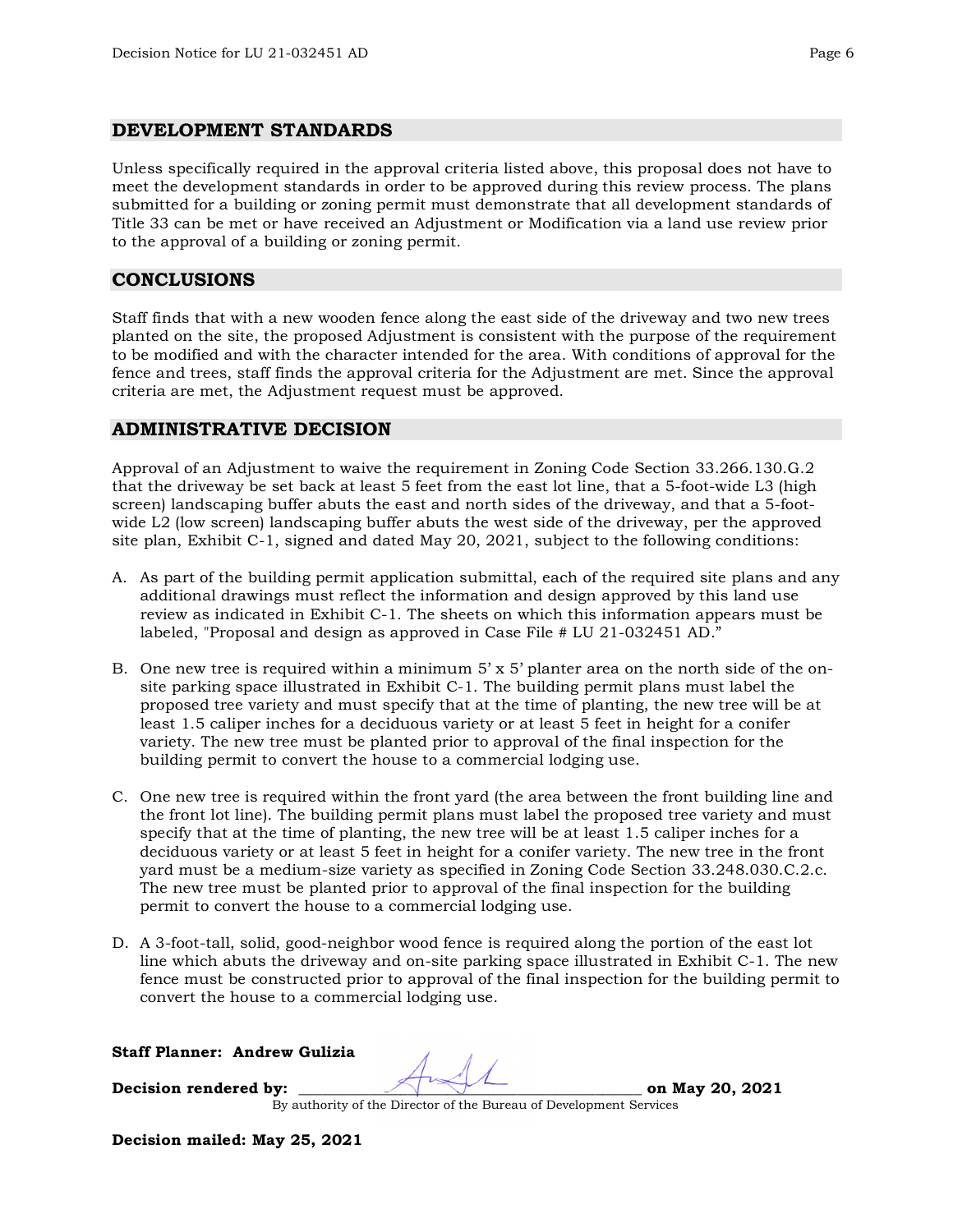## DEVELOPMENT STANDARDS

Unless specifically required in the approval criteria listed above, this proposal does not have to meet the development standards in order to be approved during this review process. The plans submitted for a building or zoning permit must demonstrate that all development standards of Title 33 can be met or have received an Adjustment or Modification via a land use review prior to the approval of a building or zoning permit.

## CONCLUSIONS

Staff finds that with a new wooden fence along the east side of the driveway and two new trees planted on the site, the proposed Adjustment is consistent with the purpose of the requirement to be modified and with the character intended for the area. With conditions of approval for the fence and trees, staff finds the approval criteria for the Adjustment are met. Since the approval criteria are met, the Adjustment request must be approved.

## ADMINISTRATIVE DECISION

Approval of an Adjustment to waive the requirement in Zoning Code Section 33.266.130.G.2 that the driveway be set back at least 5 feet from the east lot line, that a 5-foot-wide L3 (high screen) landscaping buffer abuts the east and north sides of the driveway, and that a 5-foot-wide L2 (low screen) landscaping buffer abuts the west side of the driveway, per the approved site plan, Exhibit C-1, signed and dated May 20, 2021, subject to the following conditions:

A. As part of the building permit application submittal, each of the required site plans and any additional drawings must reflect the information and design approved by this land use review as indicated in Exhibit C-1. The sheets on which this information appears must be labeled, "Proposal and design as approved in Case File # LU 21-032451 AD."

B. One new tree is required within a minimum 5' x 5' planter area on the north side of the on-site parking space illustrated in Exhibit C-1. The building permit plans must label the proposed tree variety and must specify that at the time of planting, the new tree will be at least 1.5 caliper inches for a deciduous variety or at least 5 feet in height for a conifer variety. The new tree must be planted prior to approval of the final inspection for the building permit to convert the house to a commercial lodging use.

C. One new tree is required within the front yard (the area between the front building line and the front lot line). The building permit plans must label the proposed tree variety and must specify that at the time of planting, the new tree will be at least 1.5 caliper inches for a deciduous variety or at least 5 feet in height for a conifer variety. The new tree in the front yard must be a medium-size variety as specified in Zoning Code Section 33.248.030.C.2.c. The new tree must be planted prior to approval of the final inspection for the building permit to convert the house to a commercial lodging use.

D. A 3-foot-tall, solid, good-neighbor wood fence is required along the portion of the east lot line which abuts the driveway and on-site parking space illustrated in Exhibit C-1. The new fence must be constructed prior to approval of the final inspection for the building permit to convert the house to a commercial lodging use.

**Staff Planner: Andrew Gulizia**

**Decision rendered by:** ______________________________ **on May 20, 2021**

By authority of the Director of the Bureau of Development Services

**Decision mailed: May 25, 2021**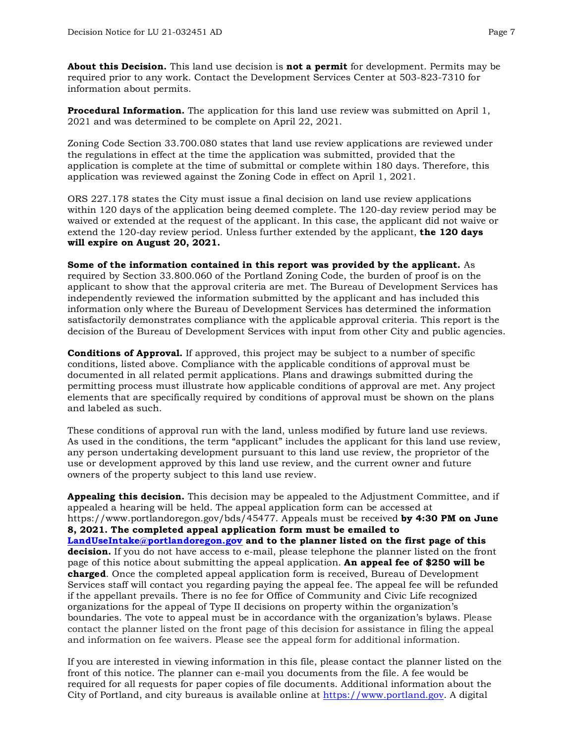**About this Decision.** This land use decision is **not a permit** for development. Permits may be required prior to any work. Contact the Development Services Center at 503-823-7310 for information about permits.

**Procedural Information.** The application for this land use review was submitted on April 1, 2021 and was determined to be complete on April 22, 2021.

Zoning Code Section 33.700.080 states that land use review applications are reviewed under the regulations in effect at the time the application was submitted, provided that the application is complete at the time of submittal or complete within 180 days. Therefore, this application was reviewed against the Zoning Code in effect on April 1, 2021.

ORS 227.178 states the City must issue a final decision on land use review applications within 120 days of the application being deemed complete. The 120-day review period may be waived or extended at the request of the applicant. In this case, the applicant did not waive or extend the 120-day review period. Unless further extended by the applicant, **the 120 days will expire on August 20, 2021.**

**Some of the information contained in this report was provided by the applicant.** As required by Section 33.800.060 of the Portland Zoning Code, the burden of proof is on the applicant to show that the approval criteria are met. The Bureau of Development Services has independently reviewed the information submitted by the applicant and has included this information only where the Bureau of Development Services has determined the information satisfactorily demonstrates compliance with the applicable approval criteria. This report is the decision of the Bureau of Development Services with input from other City and public agencies.

**Conditions of Approval.** If approved, this project may be subject to a number of specific conditions, listed above. Compliance with the applicable conditions of approval must be documented in all related permit applications. Plans and drawings submitted during the permitting process must illustrate how applicable conditions of approval are met. Any project elements that are specifically required by conditions of approval must be shown on the plans and labeled as such.

These conditions of approval run with the land, unless modified by future land use reviews. As used in the conditions, the term "applicant" includes the applicant for this land use review, any person undertaking development pursuant to this land use review, the proprietor of the use or development approved by this land use review, and the current owner and future owners of the property subject to this land use review.

**Appealing this decision.** This decision may be appealed to the Adjustment Committee, and if appealed a hearing will be held. The appeal application form can be accessed at https://www.portlandoregon.gov/bds/45477. Appeals must be received **by 4:30 PM on June 8, 2021. The completed appeal application form must be emailed to [LandUseIntake@portlandoregon.gov](mailto:LandUseIntake@portlandoregon.gov) and to the planner listed on the first page of this decision.** If you do not have access to e-mail, please telephone the planner listed on the front page of this notice about submitting the appeal application. **An appeal fee of $250 will be charged**. Once the completed appeal application form is received, Bureau of Development Services staff will contact you regarding paying the appeal fee. The appeal fee will be refunded if the appellant prevails. There is no fee for Office of Community and Civic Life recognized organizations for the appeal of Type II decisions on property within the organization's boundaries. The vote to appeal must be in accordance with the organization's bylaws. Please contact the planner listed on the front page of this decision for assistance in filing the appeal and information on fee waivers. Please see the appeal form for additional information.

If you are interested in viewing information in this file, please contact the planner listed on the front of this notice. The planner can e-mail you documents from the file. A fee would be required for all requests for paper copies of file documents. Additional information about the City of Portland, and city bureaus is available online at [https://www.portland.gov](https://www.portland.gov). A digital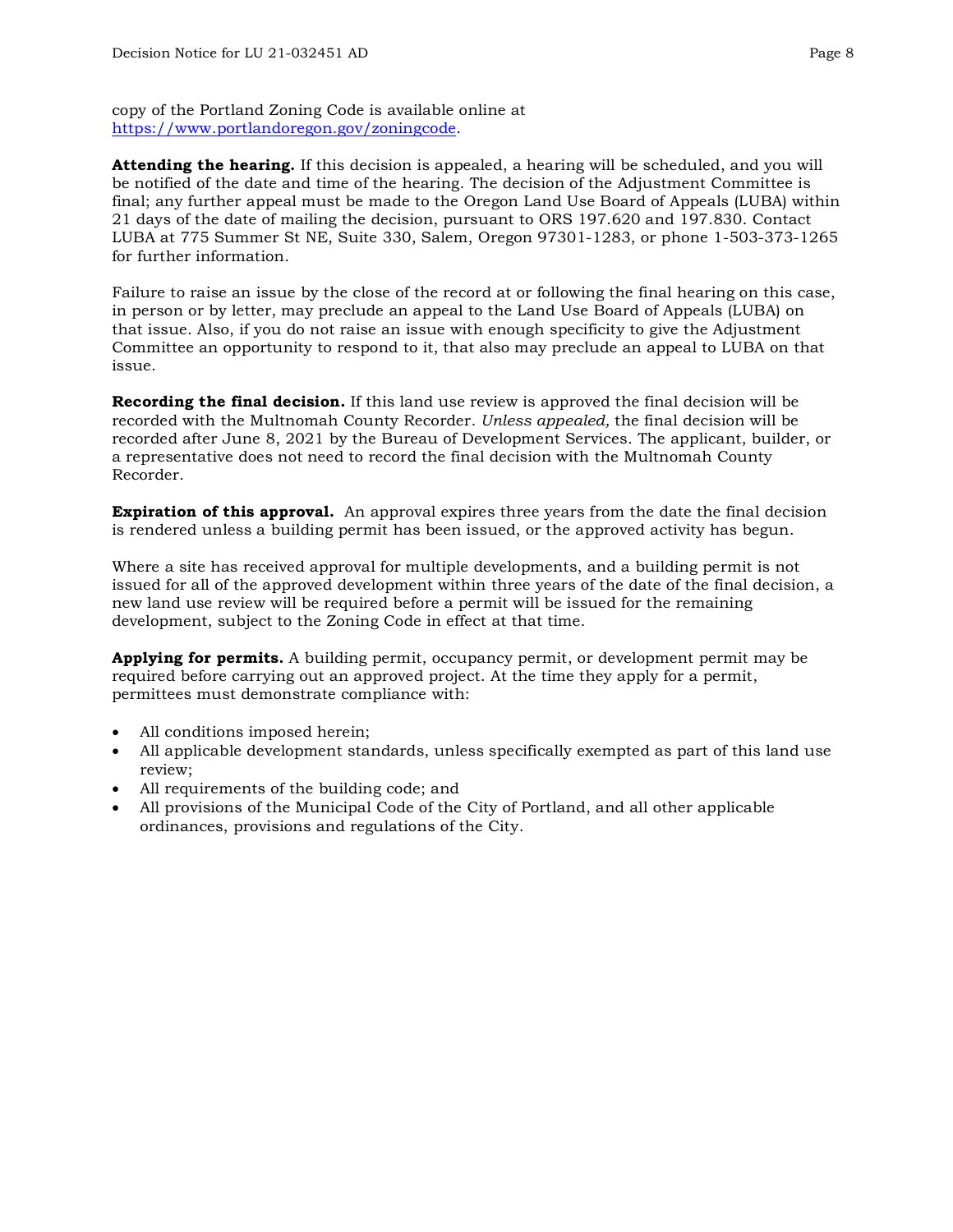copy of the Portland Zoning Code is available online at https://www.portlandoregon.gov/zoningcode.

**Attending the hearing.** If this decision is appealed, a hearing will be scheduled, and you will be notified of the date and time of the hearing. The decision of the Adjustment Committee is final; any further appeal must be made to the Oregon Land Use Board of Appeals (LUBA) within 21 days of the date of mailing the decision, pursuant to ORS 197.620 and 197.830. Contact LUBA at 775 Summer St NE, Suite 330, Salem, Oregon 97301-1283, or phone 1-503-373-1265 for further information.

Failure to raise an issue by the close of the record at or following the final hearing on this case, in person or by letter, may preclude an appeal to the Land Use Board of Appeals (LUBA) on that issue. Also, if you do not raise an issue with enough specificity to give the Adjustment Committee an opportunity to respond to it, that also may preclude an appeal to LUBA on that issue.

**Recording the final decision.** If this land use review is approved the final decision will be recorded with the Multnomah County Recorder. *Unless appealed,* the final decision will be recorded after June 8, 2021 by the Bureau of Development Services. The applicant, builder, or a representative does not need to record the final decision with the Multnomah County Recorder.

**Expiration of this approval.** An approval expires three years from the date the final decision is rendered unless a building permit has been issued, or the approved activity has begun.

Where a site has received approval for multiple developments, and a building permit is not issued for all of the approved development within three years of the date of the final decision, a new land use review will be required before a permit will be issued for the remaining development, subject to the Zoning Code in effect at that time.

**Applying for permits.** A building permit, occupancy permit, or development permit may be required before carrying out an approved project. At the time they apply for a permit, permittees must demonstrate compliance with:

- All conditions imposed herein;
- All applicable development standards, unless specifically exempted as part of this land use review;
- All requirements of the building code; and
- All provisions of the Municipal Code of the City of Portland, and all other applicable ordinances, provisions and regulations of the City.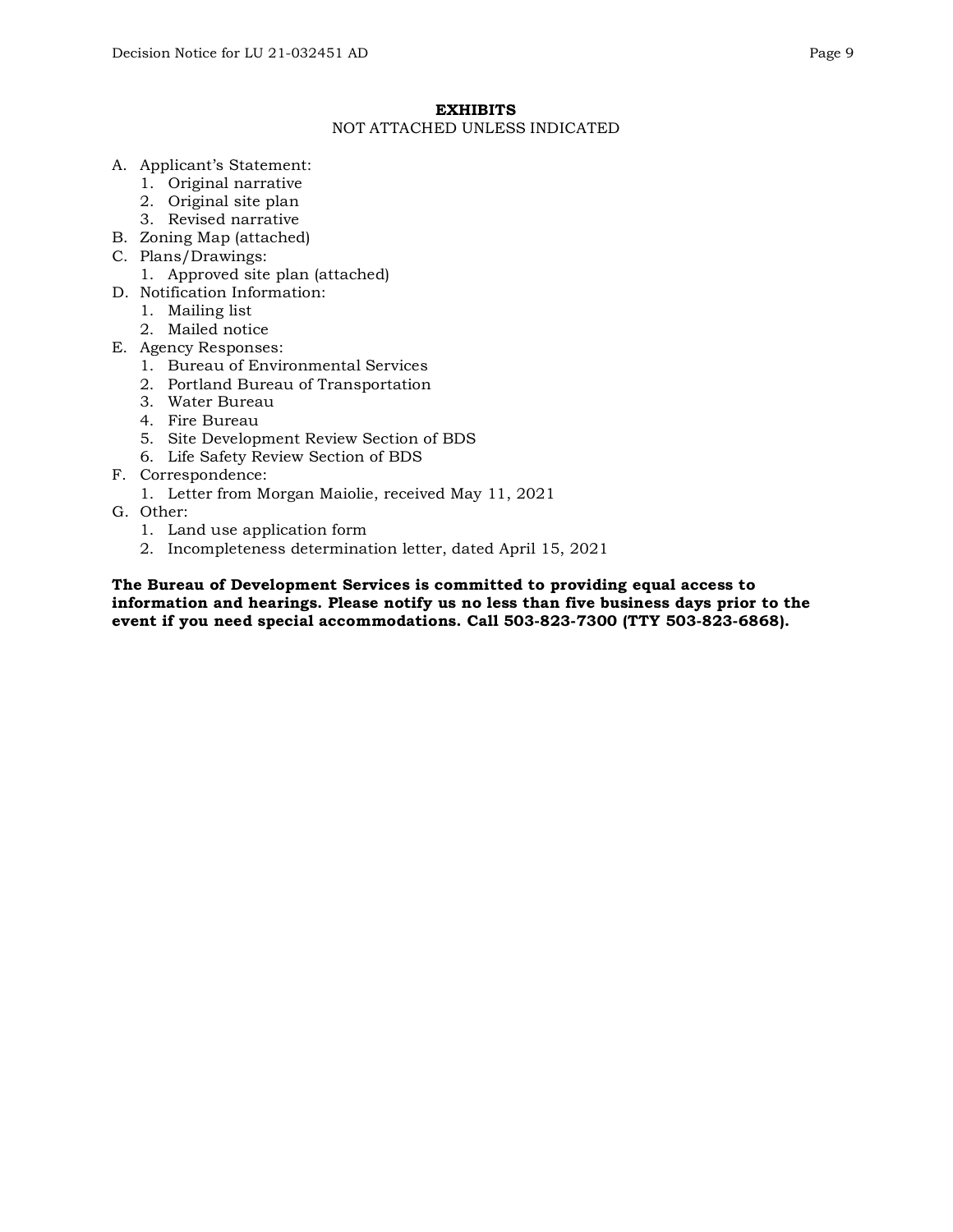## EXHIBITS

NOT ATTACHED UNLESS INDICATED

A. Applicant's Statement:
   1. Original narrative
   2. Original site plan
   3. Revised narrative
B. Zoning Map (attached)
C. Plans/Drawings:
   1. Approved site plan (attached)
D. Notification Information:
   1. Mailing list
   2. Mailed notice
E. Agency Responses:
   1. Bureau of Environmental Services
   2. Portland Bureau of Transportation
   3. Water Bureau
   4. Fire Bureau
   5. Site Development Review Section of BDS
   6. Life Safety Review Section of BDS
F. Correspondence:
   1. Letter from Morgan Maiolie, received May 11, 2021
G. Other:
   1. Land use application form
   2. Incompleteness determination letter, dated April 15, 2021

**The Bureau of Development Services is committed to providing equal access to information and hearings. Please notify us no less than five business days prior to the event if you need special accommodations. Call 503-823-7300 (TTY 503-823-6868).**